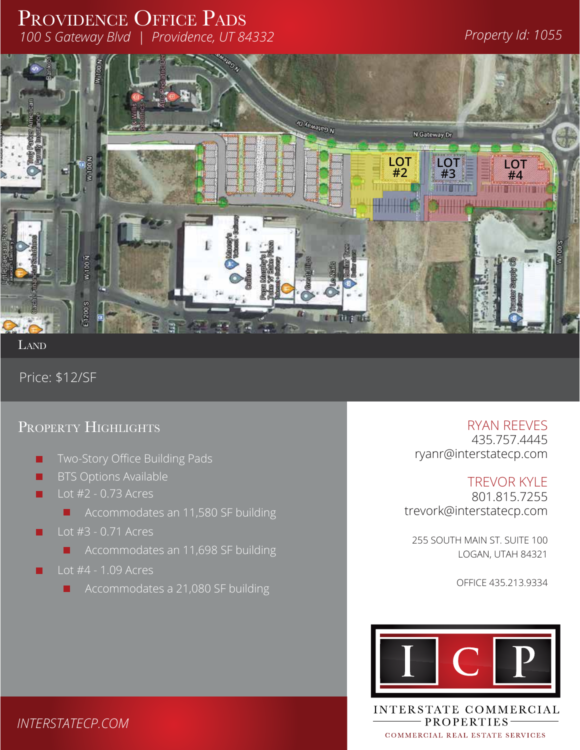# Providence Office Pads

*100 S Gateway Blvd | Providence, UT 84332*

*Property Id: 1055*

## Land

Price: $12/SF

## Property Highlights

- Two-Story Office Building Pads
- BTS Options Available
- Lot #2 - 0.73 Acres
  - Accommodates an 11,580 SF building
- Lot #3 - 0.71 Acres
  - Accommodates an 11,698 SF building
- Lot #4 - 1.09 Acres
  - Accommodates a 21,080 SF building

RYAN REEVES
435.757.4445
ryanr@interstatecp.com

TREVOR KYLE
801.815.7255
trevork@interstatecp.com

255 SOUTH MAIN ST. SUITE 100
LOGAN, UTAH 84321

OFFICE 435.213.9334

ICP
INTERSTATE COMMERCIAL PROPERTIES
COMMERCIAL REAL ESTATE SERVICES

*INTERSTATECP.COM*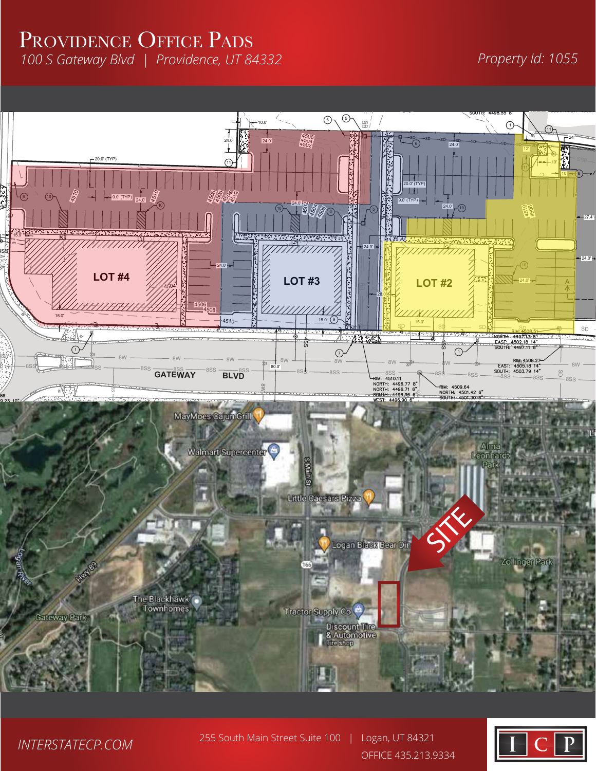# Providence Office Pads

*100 S Gateway Blvd | Providence, UT 84332*

*Property Id: 1055*

LOT #4

LOT #3

LOT #2

GATEWAY BLVD

SITE

INTERSTATECP.COM

255 South Main Street Suite 100 | Logan, UT 84321

OFFICE 435.213.9334

ICP